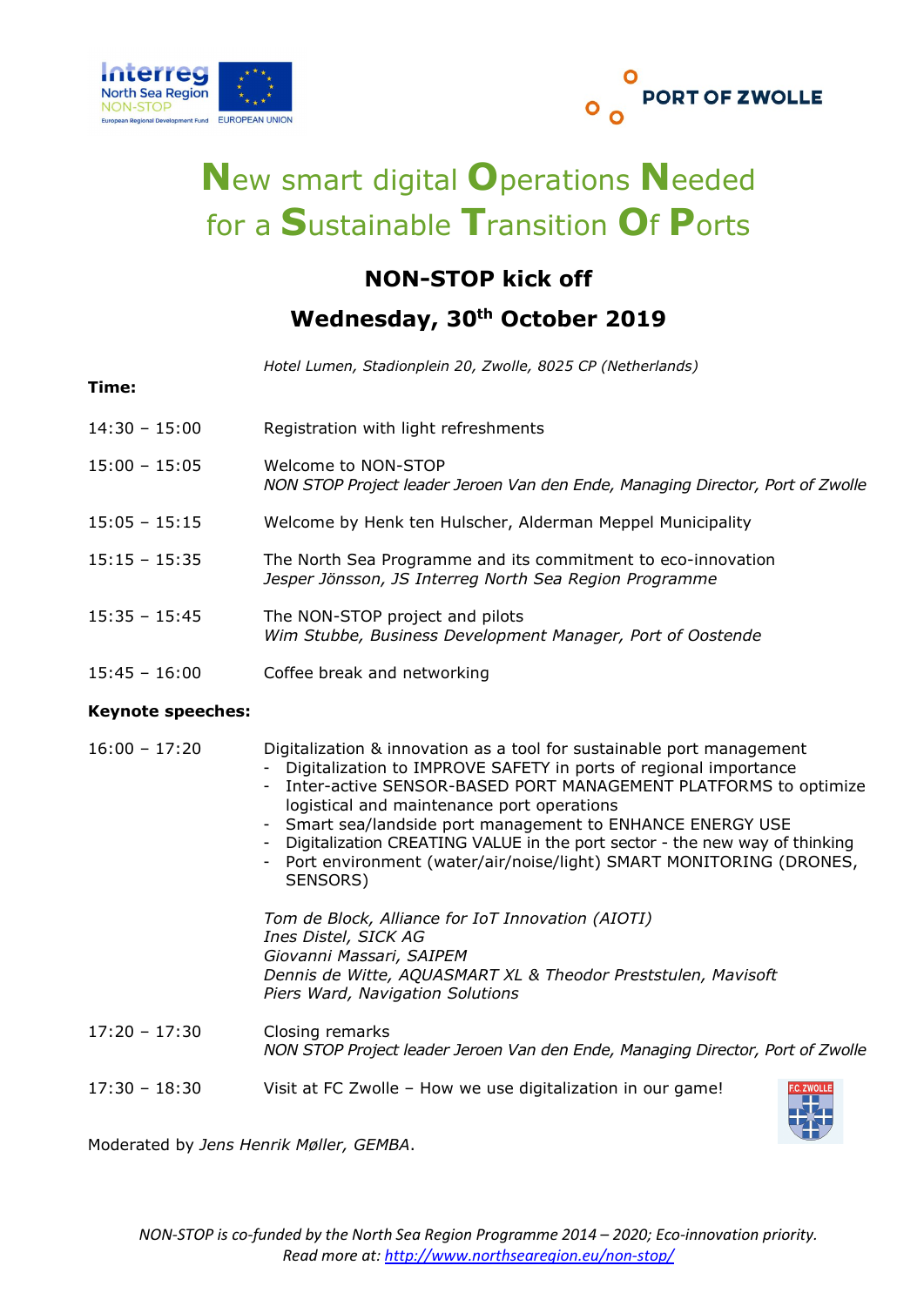# New smart digital Operations Needed for a Sustainable Transition Of Ports

## NON-STOP kick off

## Wednesday, 30th October 2019

*Hotel Lumen, Stadionplein 20, Zwolle, 8025 CP (Netherlands)*

**Time:**

| | |
|---|---|
| 14:30 – 15:00 | Registration with light refreshments |
| 15:00 – 15:05 | Welcome to NON-STOP<br>*NON STOP Project leader Jeroen Van den Ende, Managing Director, Port of Zwolle* |
| 15:05 – 15:15 | Welcome by Henk ten Hulscher, Alderman Meppel Municipality |
| 15:15 – 15:35 | The North Sea Programme and its commitment to eco-innovation<br>*Jesper Jönsson, JS Interreg North Sea Region Programme* |
| 15:35 – 15:45 | The NON-STOP project and pilots<br>*Wim Stubbe, Business Development Manager, Port of Oostende* |
| 15:45 – 16:00 | Coffee break and networking |

**Keynote speeches:**

16:00 – 17:20 Digitalization & innovation as a tool for sustainable port management

- Digitalization to IMPROVE SAFETY in ports of regional importance
- Inter-active SENSOR-BASED PORT MANAGEMENT PLATFORMS to optimize logistical and maintenance port operations
- Smart sea/landside port management to ENHANCE ENERGY USE
- Digitalization CREATING VALUE in the port sector - the new way of thinking
- Port environment (water/air/noise/light) SMART MONITORING (DRONES, SENSORS)

*Tom de Block, Alliance for IoT Innovation (AIOTI)*
*Ines Distel, SICK AG*
*Giovanni Massari, SAIPEM*
*Dennis de Witte, AQUASMART XL & Theodor Preststulen, Mavisoft*
*Piers Ward, Navigation Solutions*

| | |
|---|---|
| 17:20 – 17:30 | Closing remarks<br>*NON STOP Project leader Jeroen Van den Ende, Managing Director, Port of Zwolle* |
| 17:30 – 18:30 | Visit at FC Zwolle – How we use digitalization in our game! |

Moderated by *Jens Henrik Møller, GEMBA*.

*NON-STOP is co-funded by the North Sea Region Programme 2014 – 2020; Eco-innovation priority.*
*Read more at: http://www.northsearegion.eu/non-stop/*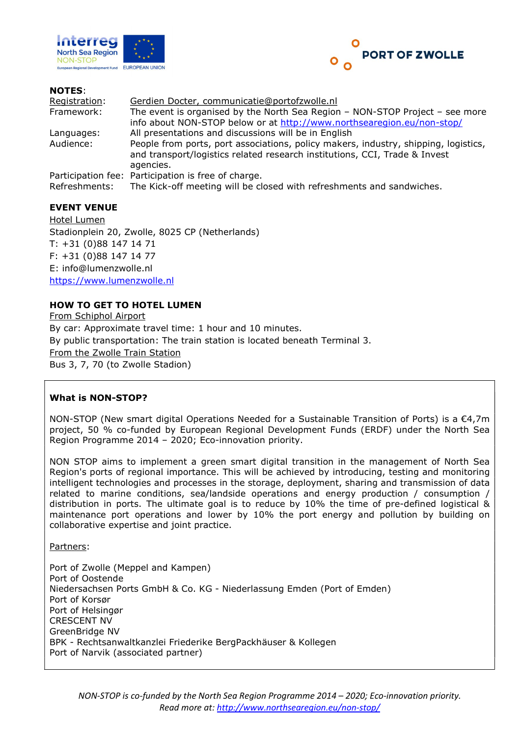**NOTES**:

| | |
|---|---|
| Registration: | Gerdien Docter, communicatie@portofzwolle.nl |
| Framework: | The event is organised by the North Sea Region – NON-STOP Project – see more info about NON-STOP below or at http://www.northsearegion.eu/non-stop/ |
| Languages: | All presentations and discussions will be in English |
| Audience: | People from ports, port associations, policy makers, industry, shipping, logistics, and transport/logistics related research institutions, CCI, Trade & Invest agencies. |
| Participation fee: | Participation is free of charge. |
| Refreshments: | The Kick-off meeting will be closed with refreshments and sandwiches. |

**EVENT VENUE**

Hotel Lumen
Stadionplein 20, Zwolle, 8025 CP (Netherlands)
T: +31 (0)88 147 14 71
F: +31 (0)88 147 14 77
E: info@lumenzwolle.nl
https://www.lumenzwolle.nl

**HOW TO GET TO HOTEL LUMEN**

From Schiphol Airport
By car: Approximate travel time: 1 hour and 10 minutes.
By public transportation: The train station is located beneath Terminal 3.
From the Zwolle Train Station
Bus 3, 7, 70 (to Zwolle Stadion)

**What is NON-STOP?**

NON-STOP (New smart digital Operations Needed for a Sustainable Transition of Ports) is a €4,7m project, 50 % co-funded by European Regional Development Funds (ERDF) under the North Sea Region Programme 2014 – 2020; Eco-innovation priority.

NON STOP aims to implement a green smart digital transition in the management of North Sea Region's ports of regional importance. This will be achieved by introducing, testing and monitoring intelligent technologies and processes in the storage, deployment, sharing and transmission of data related to marine conditions, sea/landside operations and energy production / consumption / distribution in ports. The ultimate goal is to reduce by 10% the time of pre-defined logistical & maintenance port operations and lower by 10% the port energy and pollution by building on collaborative expertise and joint practice.

Partners:

Port of Zwolle (Meppel and Kampen)
Port of Oostende
Niedersachsen Ports GmbH & Co. KG - Niederlassung Emden (Port of Emden)
Port of Korsør
Port of Helsingør
CRESCENT NV
GreenBridge NV
BPK - Rechtsanwaltkanzlei Friederike BergPackhäuser & Kollegen
Port of Narvik (associated partner)

*NON-STOP is co-funded by the North Sea Region Programme 2014 – 2020; Eco-innovation priority.*
*Read more at: http://www.northsearegion.eu/non-stop/*